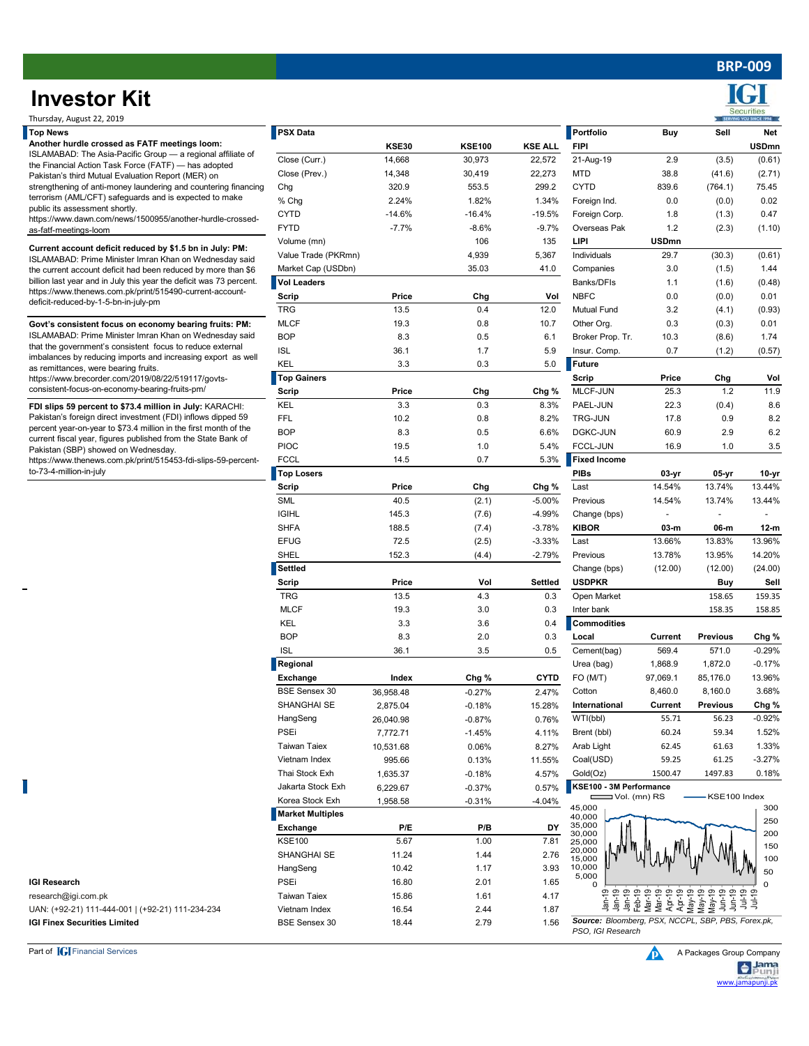# Investor Kit

Thursday, August 22, 2019

BRP-009

## Top News

**Another hurdle crossed as FATF meetings loom:** ISLAMABAD: The Asia-Pacific Group — a regional affiliate of the Financial Action Task Force (FATF) — has adopted Pakistan's third Mutual Evaluation Report (MER) on strengthening of anti-money laundering and countering financing terrorism (AML/CFT) safeguards and is expected to make public its assessment shortly.
https://www.dawn.com/news/1500955/another-hurdle-crossed-as-fatf-meetings-loom

**Current account deficit reduced by $1.5 bn in July: PM:** ISLAMABAD: Prime Minister Imran Khan on Wednesday said the current account deficit had been reduced by more than $6 billion last year and in July this year the deficit was 73 percent.
https://www.thenews.com.pk/print/515490-current-account-deficit-reduced-by-1-5-bn-in-july-pm

**Govt's consistent focus on economy bearing fruits: PM:** ISLAMABAD: Prime Minister Imran Khan on Wednesday said that the government's consistent focus to reduce external imbalances by reducing imports and increasing export as well as remittances, were bearing fruits.
https://www.brecorder.com/2019/08/22/519117/govts-consistent-focus-on-economy-bearing-fruits-pm/

**FDI slips 59 percent to $73.4 million in July:** KARACHI: Pakistan's foreign direct investment (FDI) inflows dipped 59 percent year-on-year to $73.4 million in the first month of the current fiscal year, figures published from the State Bank of Pakistan (SBP) showed on Wednesday.
https://www.thenews.com.pk/print/515453-fdi-slips-59-percent-to-73-4-million-in-july

## PSX Data

| | KSE30 | KSE100 | KSE ALL |
|---|---|---|---|
| Close (Curr.) | 14,668 | 30,973 | 22,572 |
| Close (Prev.) | 14,348 | 30,419 | 22,273 |
| Chg | 320.9 | 553.5 | 299.2 |
| % Chg | 2.24% | 1.82% | 1.34% |
| CYTD | -14.6% | -16.4% | -19.5% |
| FYTD | -7.7% | -8.6% | -9.7% |
| Volume (mn) | | 106 | 135 |
| Value Trade (PKRmn) | | 4,939 | 5,367 |
| Market Cap (USDbn) | | 35.03 | 41.0 |

### Vol Leaders

| Scrip | Price | Chg | Vol |
|---|---|---|---|
| TRG | 13.5 | 0.4 | 12.0 |
| MLCF | 19.3 | 0.8 | 10.7 |
| BOP | 8.3 | 0.5 | 6.1 |
| ISL | 36.1 | 1.7 | 5.9 |
| KEL | 3.3 | 0.3 | 5.0 |

### Top Gainers

| Scrip | Price | Chg | Chg % |
|---|---|---|---|
| KEL | 3.3 | 0.3 | 8.3% |
| FFL | 10.2 | 0.8 | 8.2% |
| BOP | 8.3 | 0.5 | 6.6% |
| PIOC | 19.5 | 1.0 | 5.4% |
| FCCL | 14.5 | 0.7 | 5.3% |

### Top Losers

| Scrip | Price | Chg | Chg % |
|---|---|---|---|
| SML | 40.5 | (2.1) | -5.00% |
| IGIHL | 145.3 | (7.6) | -4.99% |
| SHFA | 188.5 | (7.4) | -3.78% |
| EFUG | 72.5 | (2.5) | -3.33% |
| SHEL | 152.3 | (4.4) | -2.79% |

### Settled

| Scrip | Price | Vol | Settled |
|---|---|---|---|
| TRG | 13.5 | 4.3 | 0.3 |
| MLCF | 19.3 | 3.0 | 0.3 |
| KEL | 3.3 | 3.6 | 0.4 |
| BOP | 8.3 | 2.0 | 0.3 |
| ISL | 36.1 | 3.5 | 0.5 |

### Regional

| Exchange | Index | Chg % | CYTD |
|---|---|---|---|
| BSE Sensex 30 | 36,958.48 | -0.27% | 2.47% |
| SHANGHAI SE | 2,875.04 | -0.18% | 15.28% |
| HangSeng | 26,040.98 | -0.87% | 0.76% |
| PSEi | 7,772.71 | -1.45% | 4.11% |
| Taiwan Taiex | 10,531.68 | 0.06% | 8.27% |
| Vietnam Index | 995.66 | 0.13% | 11.55% |
| Thai Stock Exh | 1,635.37 | -0.18% | 4.57% |
| Jakarta Stock Exh | 6,229.67 | -0.37% | 0.57% |
| Korea Stock Exh | 1,958.58 | -0.31% | -4.04% |

### Market Multiples

| Exchange | P/E | P/B | DY |
|---|---|---|---|
| KSE100 | 5.67 | 1.00 | 7.81 |
| SHANGHAI SE | 11.24 | 1.44 | 2.76 |
| HangSeng | 10.42 | 1.17 | 3.93 |
| PSEi | 16.80 | 2.01 | 1.65 |
| Taiwan Taiex | 15.86 | 1.61 | 4.17 |
| Vietnam Index | 16.54 | 2.44 | 1.87 |
| BSE Sensex 30 | 18.44 | 2.79 | 1.56 |

## Portfolio

| Portfolio | Buy | Sell | Net |
|---|---|---|---|
| **FIPI** | | | **USDmn** |
| 21-Aug-19 | 2.9 | (3.5) | (0.61) |
| MTD | 38.8 | (41.6) | (2.71) |
| CYTD | 839.6 | (764.1) | 75.45 |
| Foreign Ind. | 0.0 | (0.0) | 0.02 |
| Foreign Corp. | 1.8 | (1.3) | 0.47 |
| Overseas Pak | 1.2 | (2.3) | (1.10) |
| **LIPI** | **USDmn** | | |
| Individuals | 29.7 | (30.3) | (0.61) |
| Companies | 3.0 | (1.5) | 1.44 |
| Banks/DFIs | 1.1 | (1.6) | (0.48) |
| NBFC | 0.0 | (0.0) | 0.01 |
| Mutual Fund | 3.2 | (4.1) | (0.93) |
| Other Org. | 0.3 | (0.3) | 0.01 |
| Broker Prop. Tr. | 10.3 | (8.6) | 1.74 |
| Insur. Comp. | 0.7 | (1.2) | (0.57) |

### Future

| Scrip | Price | Chg | Vol |
|---|---|---|---|
| MLCF-JUN | 25.3 | 1.2 | 11.9 |
| PAEL-JUN | 22.3 | (0.4) | 8.6 |
| TRG-JUN | 17.8 | 0.9 | 8.2 |
| DGKC-JUN | 60.9 | 2.9 | 6.2 |
| FCCL-JUN | 16.9 | 1.0 | 3.5 |

### Fixed Income

| PIBs | 03-yr | 05-yr | 10-yr |
|---|---|---|---|
| Last | 14.54% | 13.74% | 13.44% |
| Previous | 14.54% | 13.74% | 13.44% |
| Change (bps) | - | - | - |
| **KIBOR** | **03-m** | **06-m** | **12-m** |
| Last | 13.66% | 13.83% | 13.96% |
| Previous | 13.78% | 13.95% | 14.20% |
| Change (bps) | (12.00) | (12.00) | (24.00) |
| **USDPKR** | | **Buy** | **Sell** |
| Open Market | | 158.65 | 159.35 |
| Inter bank | | 158.35 | 158.85 |

### Commodities

| Local | Current | Previous | Chg % |
|---|---|---|---|
| Cement(bag) | 569.4 | 571.0 | -0.29% |
| Urea (bag) | 1,868.9 | 1,872.0 | -0.17% |
| FO (M/T) | 97,069.1 | 85,176.0 | 13.96% |
| Cotton | 8,460.0 | 8,160.0 | 3.68% |
| **International** | **Current** | **Previous** | **Chg %** |
| WTI(bbl) | 55.71 | 56.23 | -0.92% |
| Brent (bbl) | 60.24 | 59.34 | 1.52% |
| Arab Light | 62.45 | 61.63 | 1.33% |
| Coal(USD) | 59.25 | 61.25 | -3.27% |
| Gold(Oz) | 1500.47 | 1497.83 | 0.18% |

### KSE100 - 3M Performance

Vol. (mn) RS — KSE100 Index

*Source: Bloomberg, PSX, NCCPL, SBP, PBS, Forex.pk, PSO, IGI Research*

**IGI Research**
research@igi.com.pk
UAN: (+92-21) 111-444-001 | (+92-21) 111-234-234
**IGI Finex Securities Limited**

Part of IGI Financial Services

A Packages Group Company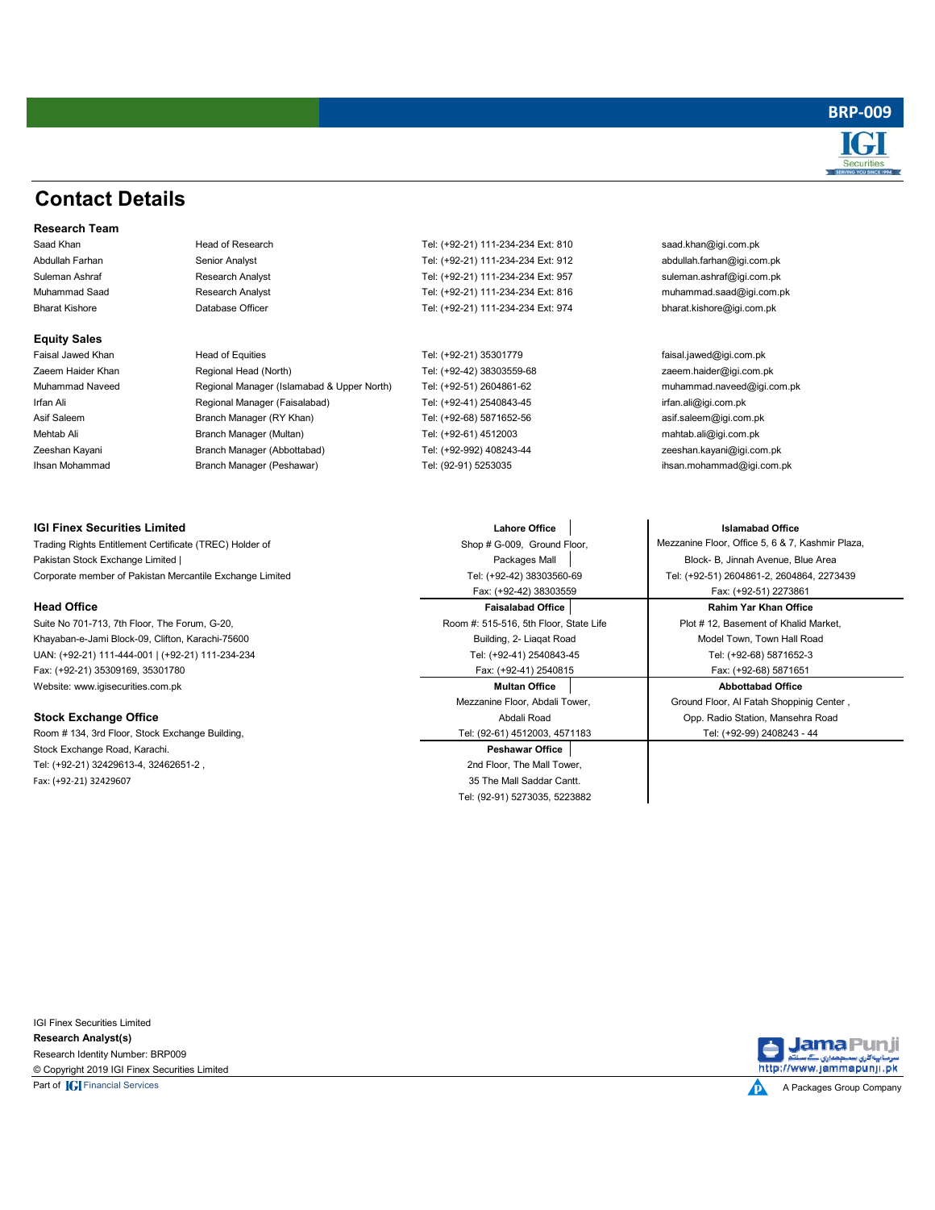BRP-009

# Contact Details

## Research Team

| | | | |
|---|---|---|---|
| Saad Khan | Head of Research | Tel: (+92-21) 111-234-234 Ext: 810 | saad.khan@igi.com.pk |
| Abdullah Farhan | Senior Analyst | Tel: (+92-21) 111-234-234 Ext: 912 | abdullah.farhan@igi.com.pk |
| Suleman Ashraf | Research Analyst | Tel: (+92-21) 111-234-234 Ext: 957 | suleman.ashraf@igi.com.pk |
| Muhammad Saad | Research Analyst | Tel: (+92-21) 111-234-234 Ext: 816 | muhammad.saad@igi.com.pk |
| Bharat Kishore | Database Officer | Tel: (+92-21) 111-234-234 Ext: 974 | bharat.kishore@igi.com.pk |

## Equity Sales

| | | | |
|---|---|---|---|
| Faisal Jawed Khan | Head of Equities | Tel: (+92-21) 35301779 | faisal.jawed@igi.com.pk |
| Zaeem Haider Khan | Regional Head (North) | Tel: (+92-42) 38303559-68 | zaeem.haider@igi.com.pk |
| Muhammad Naveed | Regional Manager (Islamabad & Upper North) | Tel: (+92-51) 2604861-62 | muhammad.naveed@igi.com.pk |
| Irfan Ali | Regional Manager (Faisalabad) | Tel: (+92-41) 2540843-45 | irfan.ali@igi.com.pk |
| Asif Saleem | Branch Manager (RY Khan) | Tel: (+92-68) 5871652-56 | asif.saleem@igi.com.pk |
| Mehtab Ali | Branch Manager (Multan) | Tel: (+92-61) 4512003 | mahtab.ali@igi.com.pk |
| Zeeshan Kayani | Branch Manager (Abbottabad) | Tel: (+92-992) 408243-44 | zeeshan.kayani@igi.com.pk |
| Ihsan Mohammad | Branch Manager (Peshawar) | Tel: (92-91) 5253035 | ihsan.mohammad@igi.com.pk |

### IGI Finex Securities Limited

Trading Rights Entitlement Certificate (TREC) Holder of Pakistan Stock Exchange Limited |
Corporate member of Pakistan Mercantile Exchange Limited

### Head Office

Suite No 701-713, 7th Floor, The Forum, G-20,
Khayaban-e-Jami Block-09, Clifton, Karachi-75600
UAN: (+92-21) 111-444-001 | (+92-21) 111-234-234
Fax: (+92-21) 35309169, 35301780
Website: www.igisecurities.com.pk

### Stock Exchange Office

Room # 134, 3rd Floor, Stock Exchange Building,
Stock Exchange Road, Karachi.
Tel: (+92-21) 32429613-4, 32462651-2 ,
Fax: (+92-21) 32429607

| | |
|---|---|
| **Lahore Office**<br>Shop # G-009, Ground Floor,<br>Packages Mall<br>Tel: (+92-42) 38303560-69<br>Fax: (+92-42) 38303559 | **Islamabad Office**<br>Mezzanine Floor, Office 5, 6 & 7, Kashmir Plaza,<br>Block- B, Jinnah Avenue, Blue Area<br>Tel: (+92-51) 2604861-2, 2604864, 2273439<br>Fax: (+92-51) 2273861 |
| **Faisalabad Office**<br>Room #: 515-516, 5th Floor, State Life<br>Building, 2- Liaqat Road<br>Tel: (+92-41) 2540843-45<br>Fax: (+92-41) 2540815 | **Rahim Yar Khan Office**<br>Plot # 12, Basement of Khalid Market,<br>Model Town, Town Hall Road<br>Tel: (+92-68) 5871652-3<br>Fax: (+92-68) 5871651 |
| **Multan Office**<br>Mezzanine Floor, Abdali Tower,<br>Abdali Road<br>Tel: (92-61) 4512003, 4571183 | **Abbottabad Office**<br>Ground Floor, Al Fatah Shoppinig Center ,<br>Opp. Radio Station, Mansehra Road<br>Tel: (+92-99) 2408243 - 44 |
| **Peshawar Office**<br>2nd Floor, The Mall Tower,<br>35 The Mall Saddar Cantt.<br>Tel: (92-91) 5273035, 5223882 | |

IGI Finex Securities Limited
**Research Analyst(s)**
Research Identity Number: BRP009
© Copyright 2019 IGI Finex Securities Limited
Part of IGI Financial Services

A Packages Group Company